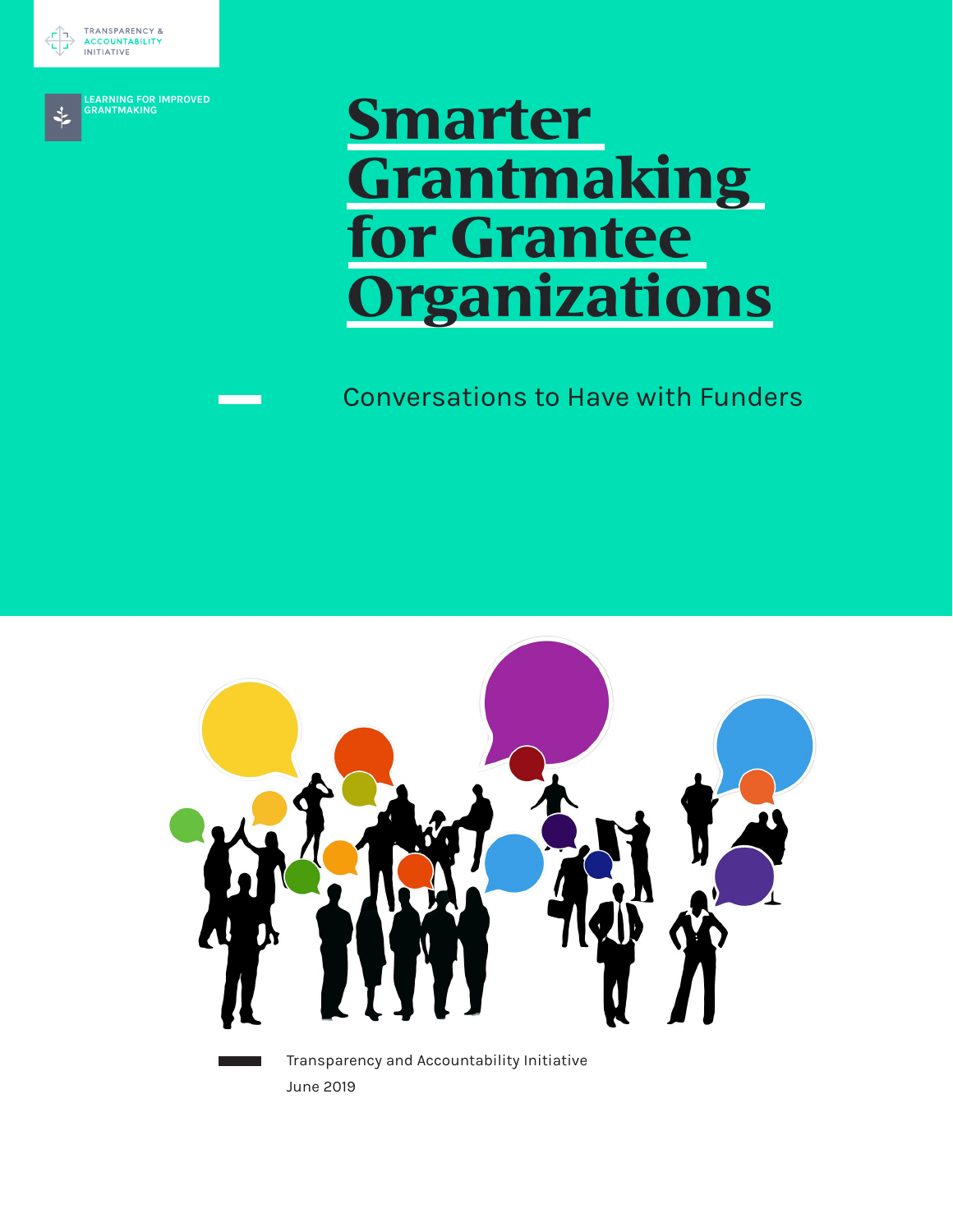TRANSPARENCY & ACCOUNTABILITY INITIATIVE

LEARNING FOR IMPROVED GRANTMAKING

# Smarter Grantmaking for Grantee Organizations

Conversations to Have with Funders

Transparency and Accountability Initiative

June 2019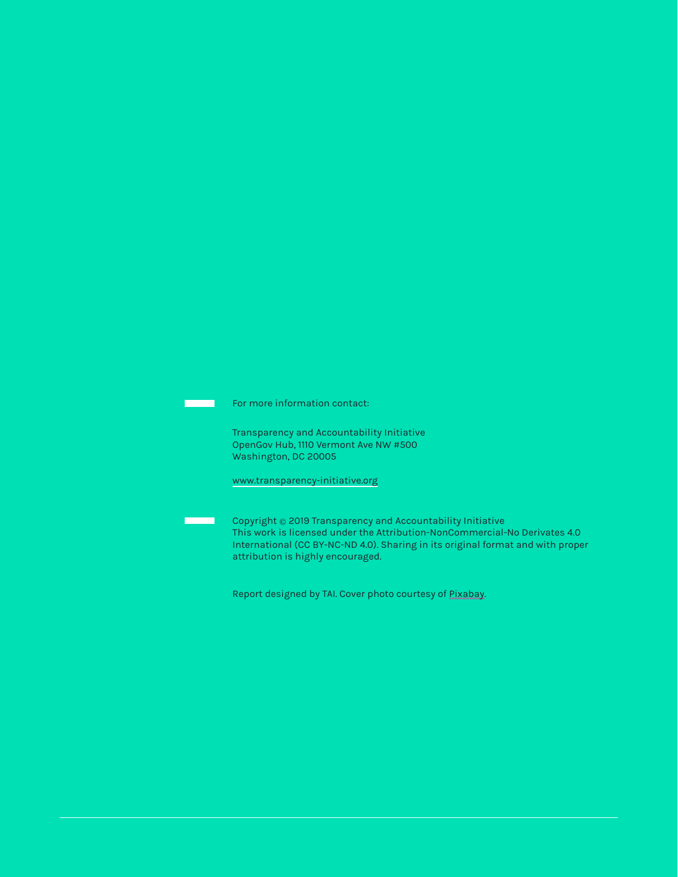For more information contact:

Transparency and Accountability Initiative
OpenGov Hub, 1110 Vermont Ave NW #500
Washington, DC 20005

www.transparency-initiative.org

Copyright © 2019 Transparency and Accountability Initiative
This work is licensed under the Attribution-NonCommercial-No Derivates 4.0 International (CC BY-NC-ND 4.0). Sharing in its original format and with proper attribution is highly encouraged.

Report designed by TAI. Cover photo courtesy of Pixabay.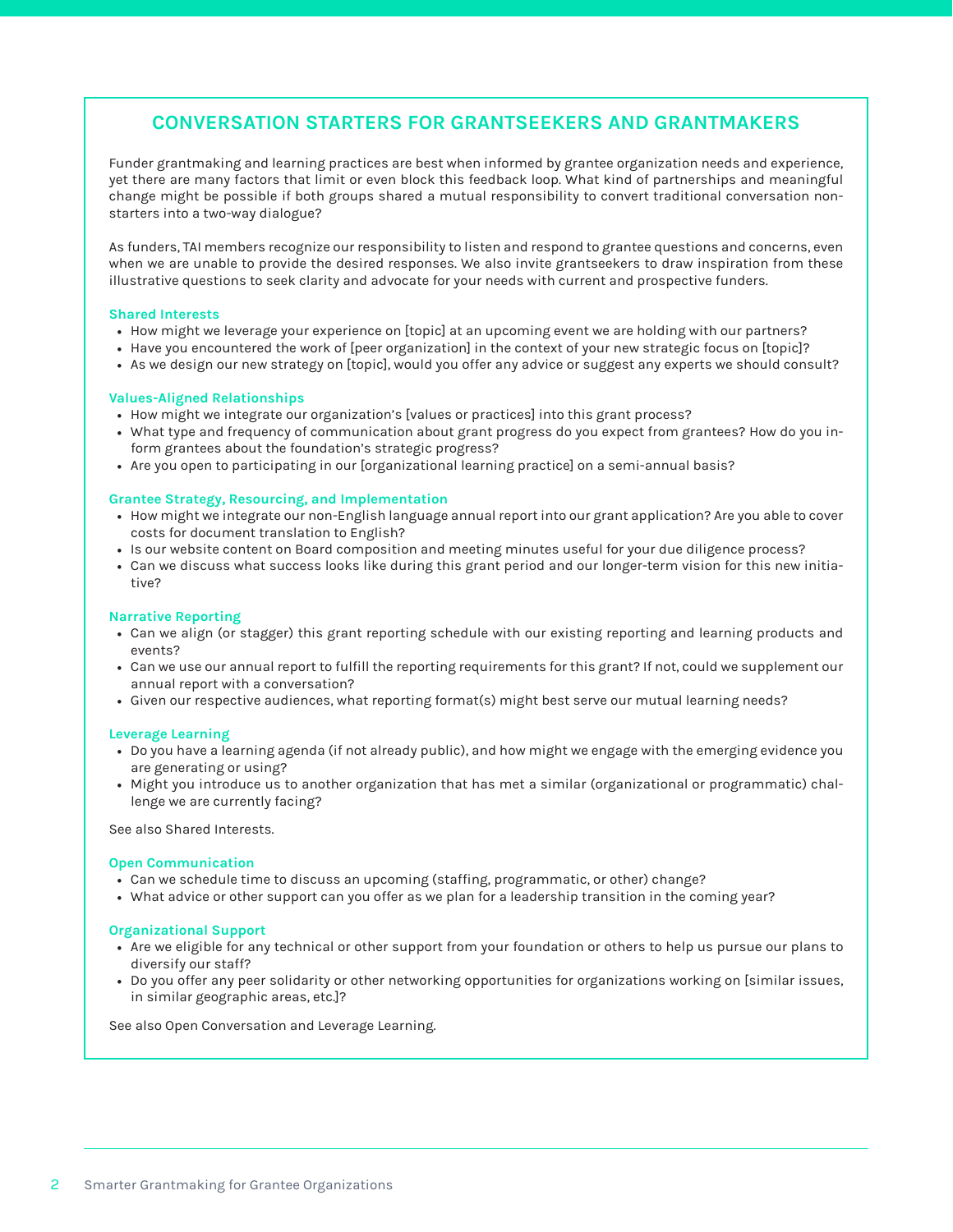## CONVERSATION STARTERS FOR GRANTSEEKERS AND GRANTMAKERS

Funder grantmaking and learning practices are best when informed by grantee organization needs and experience, yet there are many factors that limit or even block this feedback loop. What kind of partnerships and meaningful change might be possible if both groups shared a mutual responsibility to convert traditional conversation non-starters into a two-way dialogue?

As funders, TAI members recognize our responsibility to listen and respond to grantee questions and concerns, even when we are unable to provide the desired responses. We also invite grantseekers to draw inspiration from these illustrative questions to seek clarity and advocate for your needs with current and prospective funders.

### Shared Interests

- How might we leverage your experience on [topic] at an upcoming event we are holding with our partners?
- Have you encountered the work of [peer organization] in the context of your new strategic focus on [topic]?
- As we design our new strategy on [topic], would you offer any advice or suggest any experts we should consult?

### Values-Aligned Relationships

- How might we integrate our organization's [values or practices] into this grant process?
- What type and frequency of communication about grant progress do you expect from grantees? How do you inform grantees about the foundation's strategic progress?
- Are you open to participating in our [organizational learning practice] on a semi-annual basis?

### Grantee Strategy, Resourcing, and Implementation

- How might we integrate our non-English language annual report into our grant application? Are you able to cover costs for document translation to English?
- Is our website content on Board composition and meeting minutes useful for your due diligence process?
- Can we discuss what success looks like during this grant period and our longer-term vision for this new initiative?

### Narrative Reporting

- Can we align (or stagger) this grant reporting schedule with our existing reporting and learning products and events?
- Can we use our annual report to fulfill the reporting requirements for this grant? If not, could we supplement our annual report with a conversation?
- Given our respective audiences, what reporting format(s) might best serve our mutual learning needs?

### Leverage Learning

- Do you have a learning agenda (if not already public), and how might we engage with the emerging evidence you are generating or using?
- Might you introduce us to another organization that has met a similar (organizational or programmatic) challenge we are currently facing?

See also Shared Interests.

### Open Communication

- Can we schedule time to discuss an upcoming (staffing, programmatic, or other) change?
- What advice or other support can you offer as we plan for a leadership transition in the coming year?

### Organizational Support

- Are we eligible for any technical or other support from your foundation or others to help us pursue our plans to diversify our staff?
- Do you offer any peer solidarity or other networking opportunities for organizations working on [similar issues, in similar geographic areas, etc.]?

See also Open Conversation and Leverage Learning.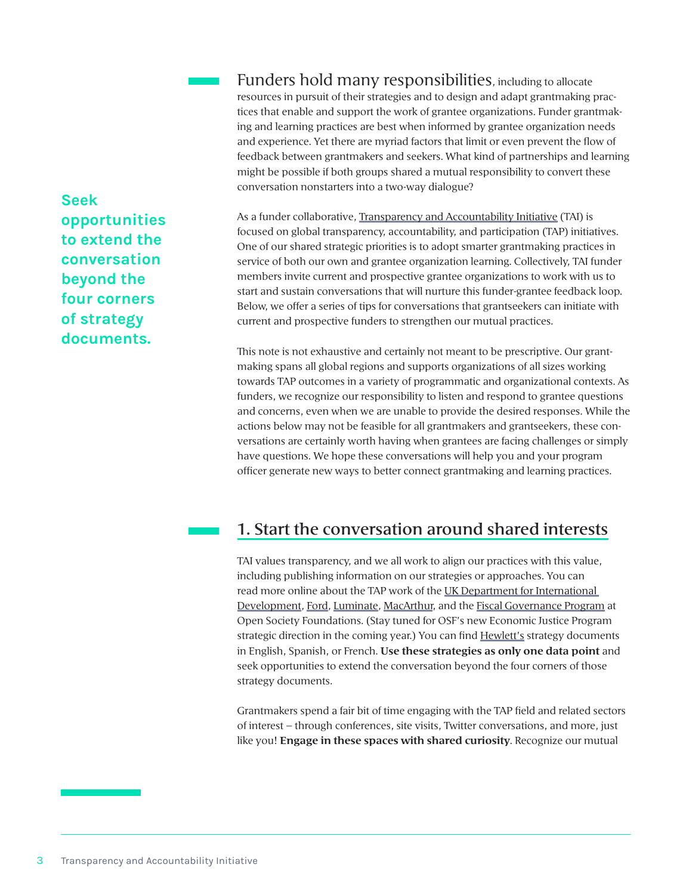**Funders hold many responsibilities**, including to allocate resources in pursuit of their strategies and to design and adapt grantmaking practices that enable and support the work of grantee organizations. Funder grantmaking and learning practices are best when informed by grantee organization needs and experience. Yet there are myriad factors that limit or even prevent the flow of feedback between grantmakers and seekers. What kind of partnerships and learning might be possible if both groups shared a mutual responsibility to convert these conversation nonstarters into a two-way dialogue?

**Seek opportunities to extend the conversation beyond the four corners of strategy documents.**

As a funder collaborative, Transparency and Accountability Initiative (TAI) is focused on global transparency, accountability, and participation (TAP) initiatives. One of our shared strategic priorities is to adopt smarter grantmaking practices in service of both our own and grantee organization learning. Collectively, TAI funder members invite current and prospective grantee organizations to work with us to start and sustain conversations that will nurture this funder-grantee feedback loop. Below, we offer a series of tips for conversations that grantseekers can initiate with current and prospective funders to strengthen our mutual practices.

This note is not exhaustive and certainly not meant to be prescriptive. Our grantmaking spans all global regions and supports organizations of all sizes working towards TAP outcomes in a variety of programmatic and organizational contexts. As funders, we recognize our responsibility to listen and respond to grantee questions and concerns, even when we are unable to provide the desired responses. While the actions below may not be feasible for all grantmakers and grantseekers, these conversations are certainly worth having when grantees are facing challenges or simply have questions. We hope these conversations will help you and your program officer generate new ways to better connect grantmaking and learning practices.

## 1. Start the conversation around shared interests

TAI values transparency, and we all work to align our practices with this value, including publishing information on our strategies or approaches. You can read more online about the TAP work of the UK Department for International Development, Ford, Luminate, MacArthur, and the Fiscal Governance Program at Open Society Foundations. (Stay tuned for OSF's new Economic Justice Program strategic direction in the coming year.) You can find Hewlett's strategy documents in English, Spanish, or French. **Use these strategies as only one data point** and seek opportunities to extend the conversation beyond the four corners of those strategy documents.

Grantmakers spend a fair bit of time engaging with the TAP field and related sectors of interest – through conferences, site visits, Twitter conversations, and more, just like you! **Engage in these spaces with shared curiosity**. Recognize our mutual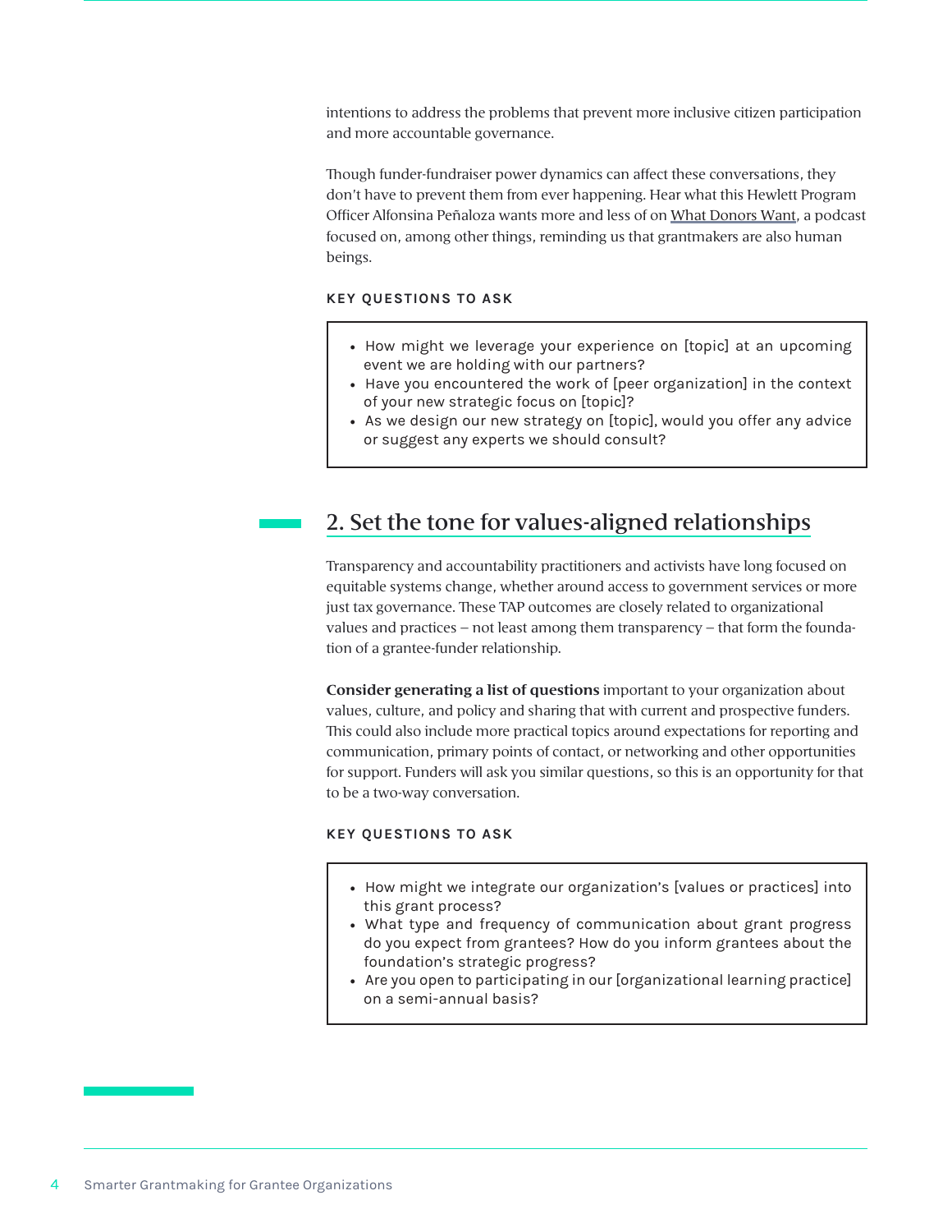intentions to address the problems that prevent more inclusive citizen participation and more accountable governance.

Though funder-fundraiser power dynamics can affect these conversations, they don't have to prevent them from ever happening. Hear what this Hewlett Program Officer Alfonsina Peñaloza wants more and less of on What Donors Want, a podcast focused on, among other things, reminding us that grantmakers are also human beings.

#### KEY QUESTIONS TO ASK

- How might we leverage your experience on [topic] at an upcoming event we are holding with our partners?
- Have you encountered the work of [peer organization] in the context of your new strategic focus on [topic]?
- As we design our new strategy on [topic], would you offer any advice or suggest any experts we should consult?

## 2. Set the tone for values-aligned relationships

Transparency and accountability practitioners and activists have long focused on equitable systems change, whether around access to government services or more just tax governance. These TAP outcomes are closely related to organizational values and practices – not least among them transparency – that form the foundation of a grantee-funder relationship.

**Consider generating a list of questions** important to your organization about values, culture, and policy and sharing that with current and prospective funders. This could also include more practical topics around expectations for reporting and communication, primary points of contact, or networking and other opportunities for support. Funders will ask you similar questions, so this is an opportunity for that to be a two-way conversation.

#### KEY QUESTIONS TO ASK

- How might we integrate our organization's [values or practices] into this grant process?
- What type and frequency of communication about grant progress do you expect from grantees? How do you inform grantees about the foundation's strategic progress?
- Are you open to participating in our [organizational learning practice] on a semi-annual basis?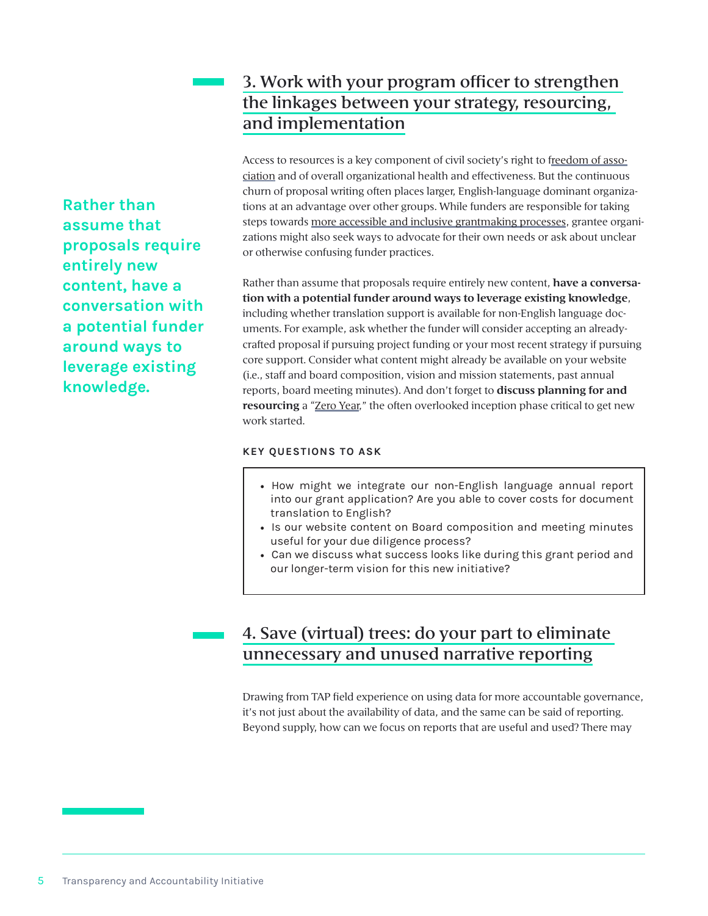## 3. Work with your program officer to strengthen the linkages between your strategy, resourcing, and implementation

**Rather than assume that proposals require entirely new content, have a conversation with a potential funder around ways to leverage existing knowledge.**

Access to resources is a key component of civil society's right to freedom of association and of overall organizational health and effectiveness. But the continuous churn of proposal writing often places larger, English-language dominant organizations at an advantage over other groups. While funders are responsible for taking steps towards more accessible and inclusive grantmaking processes, grantee organizations might also seek ways to advocate for their own needs or ask about unclear or otherwise confusing funder practices.

Rather than assume that proposals require entirely new content, **have a conversation with a potential funder around ways to leverage existing knowledge**, including whether translation support is available for non-English language documents. For example, ask whether the funder will consider accepting an already-crafted proposal if pursuing project funding or your most recent strategy if pursuing core support. Consider what content might already be available on your website (i.e., staff and board composition, vision and mission statements, past annual reports, board meeting minutes). And don't forget to **discuss planning for and resourcing** a "Zero Year," the often overlooked inception phase critical to get new work started.

**KEY QUESTIONS TO ASK**

- How might we integrate our non-English language annual report into our grant application? Are you able to cover costs for document translation to English?
- Is our website content on Board composition and meeting minutes useful for your due diligence process?
- Can we discuss what success looks like during this grant period and our longer-term vision for this new initiative?

## 4. Save (virtual) trees: do your part to eliminate unnecessary and unused narrative reporting

Drawing from TAP field experience on using data for more accountable governance, it's not just about the availability of data, and the same can be said of reporting. Beyond supply, how can we focus on reports that are useful and used? There may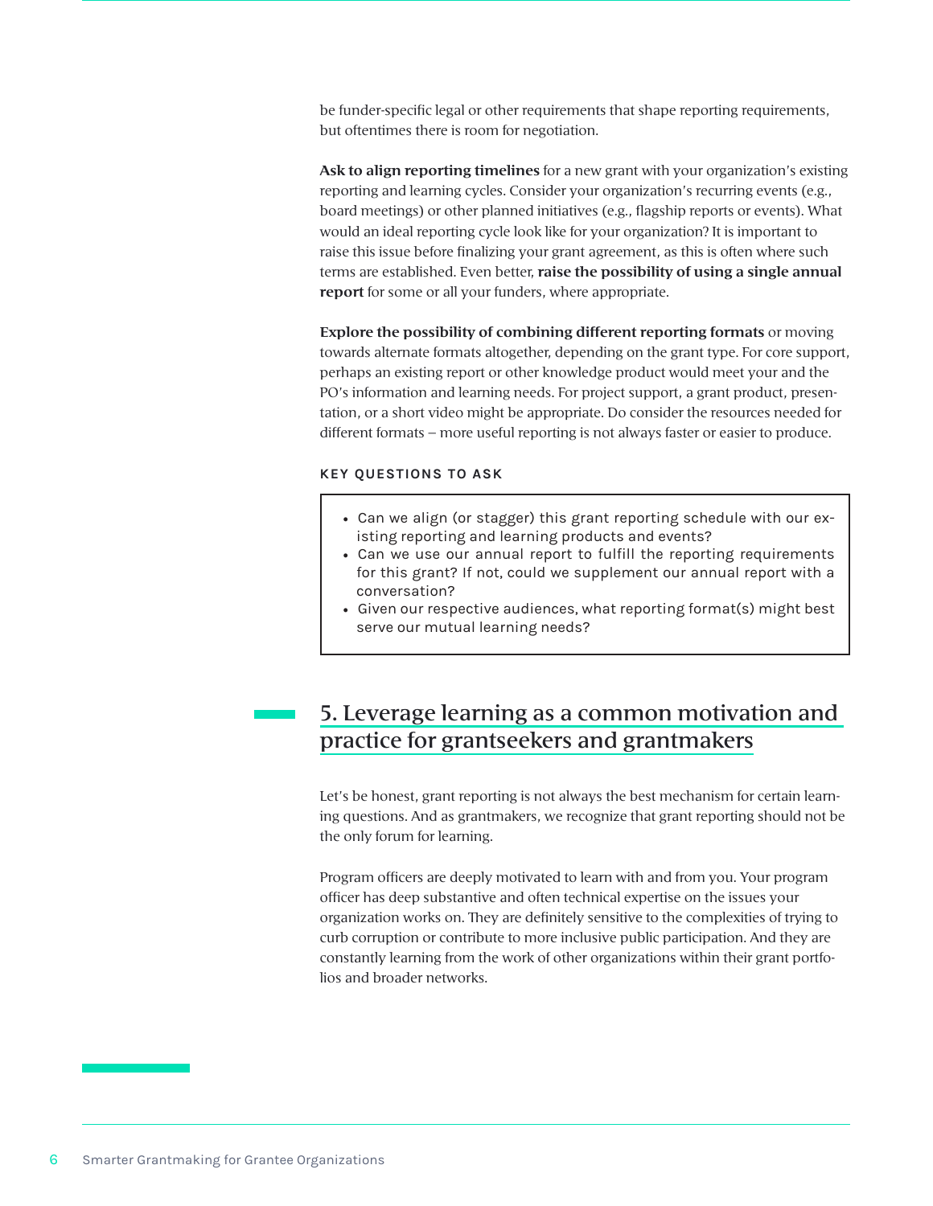be funder-specific legal or other requirements that shape reporting requirements, but oftentimes there is room for negotiation.

**Ask to align reporting timelines** for a new grant with your organization's existing reporting and learning cycles. Consider your organization's recurring events (e.g., board meetings) or other planned initiatives (e.g., flagship reports or events). What would an ideal reporting cycle look like for your organization? It is important to raise this issue before finalizing your grant agreement, as this is often where such terms are established. Even better, **raise the possibility of using a single annual report** for some or all your funders, where appropriate.

**Explore the possibility of combining different reporting formats** or moving towards alternate formats altogether, depending on the grant type. For core support, perhaps an existing report or other knowledge product would meet your and the PO's information and learning needs. For project support, a grant product, presentation, or a short video might be appropriate. Do consider the resources needed for different formats – more useful reporting is not always faster or easier to produce.

#### KEY QUESTIONS TO ASK

- Can we align (or stagger) this grant reporting schedule with our existing reporting and learning products and events?
- Can we use our annual report to fulfill the reporting requirements for this grant? If not, could we supplement our annual report with a conversation?
- Given our respective audiences, what reporting format(s) might best serve our mutual learning needs?

## 5. Leverage learning as a common motivation and practice for grantseekers and grantmakers

Let's be honest, grant reporting is not always the best mechanism for certain learning questions. And as grantmakers, we recognize that grant reporting should not be the only forum for learning.

Program officers are deeply motivated to learn with and from you. Your program officer has deep substantive and often technical expertise on the issues your organization works on. They are definitely sensitive to the complexities of trying to curb corruption or contribute to more inclusive public participation. And they are constantly learning from the work of other organizations within their grant portfolios and broader networks.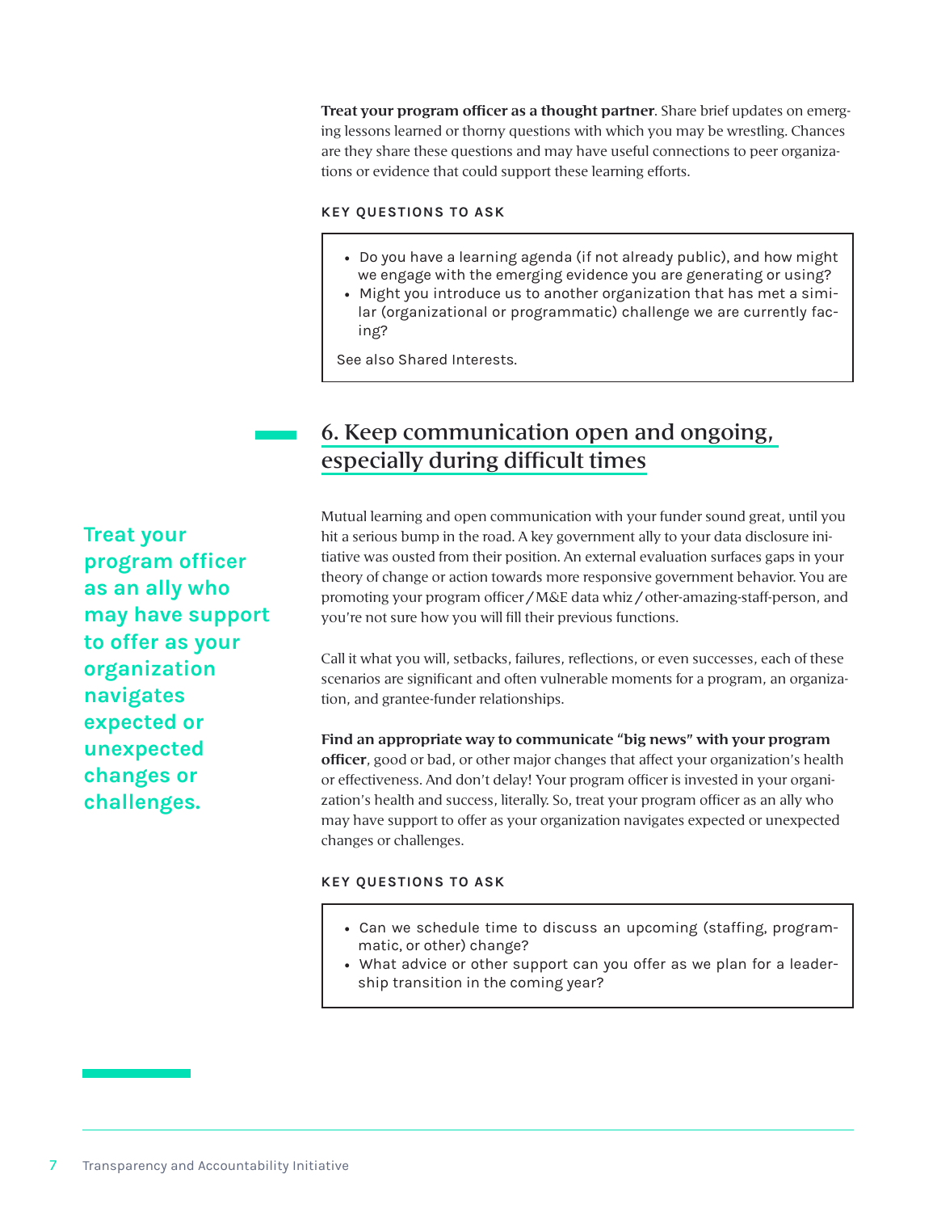**Treat your program officer as a thought partner**. Share brief updates on emerging lessons learned or thorny questions with which you may be wrestling. Chances are they share these questions and may have useful connections to peer organizations or evidence that could support these learning efforts.

#### KEY QUESTIONS TO ASK

- Do you have a learning agenda (if not already public), and how might we engage with the emerging evidence you are generating or using?
- Might you introduce us to another organization that has met a similar (organizational or programmatic) challenge we are currently facing?

See also Shared Interests.

## 6. Keep communication open and ongoing, especially during difficult times

Mutual learning and open communication with your funder sound great, until you hit a serious bump in the road. A key government ally to your data disclosure initiative was ousted from their position. An external evaluation surfaces gaps in your theory of change or action towards more responsive government behavior. You are promoting your program officer / M&E data whiz / other-amazing-staff-person, and you're not sure how you will fill their previous functions.

Call it what you will, setbacks, failures, reflections, or even successes, each of these scenarios are significant and often vulnerable moments for a program, an organization, and grantee-funder relationships.

**Find an appropriate way to communicate "big news" with your program officer**, good or bad, or other major changes that affect your organization's health or effectiveness. And don't delay! Your program officer is invested in your organization's health and success, literally. So, treat your program officer as an ally who may have support to offer as your organization navigates expected or unexpected changes or challenges.

> **Treat your program officer as an ally who may have support to offer as your organization navigates expected or unexpected changes or challenges.**

#### KEY QUESTIONS TO ASK

- Can we schedule time to discuss an upcoming (staffing, programmatic, or other) change?
- What advice or other support can you offer as we plan for a leadership transition in the coming year?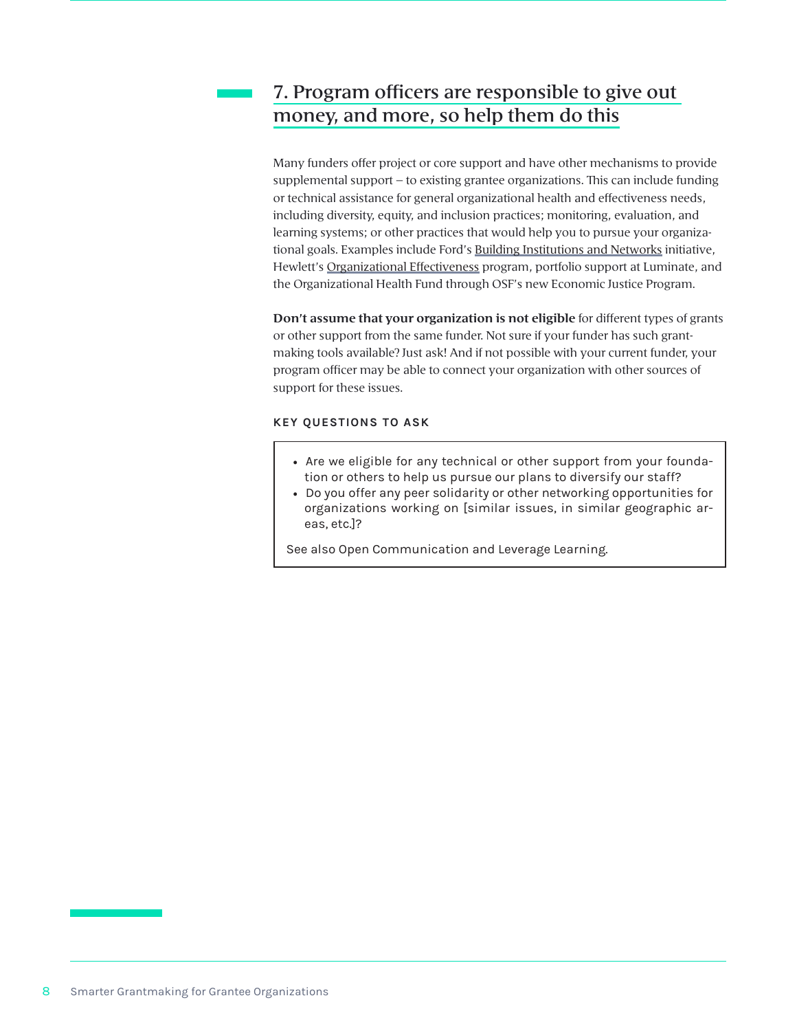## 7. Program officers are responsible to give out money, and more, so help them do this

Many funders offer project or core support and have other mechanisms to provide supplemental support – to existing grantee organizations. This can include funding or technical assistance for general organizational health and effectiveness needs, including diversity, equity, and inclusion practices; monitoring, evaluation, and learning systems; or other practices that would help you to pursue your organizational goals. Examples include Ford's Building Institutions and Networks initiative, Hewlett's Organizational Effectiveness program, portfolio support at Luminate, and the Organizational Health Fund through OSF's new Economic Justice Program.

**Don't assume that your organization is not eligible** for different types of grants or other support from the same funder. Not sure if your funder has such grantmaking tools available? Just ask! And if not possible with your current funder, your program officer may be able to connect your organization with other sources of support for these issues.

**KEY QUESTIONS TO ASK**

- Are we eligible for any technical or other support from your foundation or others to help us pursue our plans to diversify our staff?
- Do you offer any peer solidarity or other networking opportunities for organizations working on [similar issues, in similar geographic areas, etc.]?

See also Open Communication and Leverage Learning.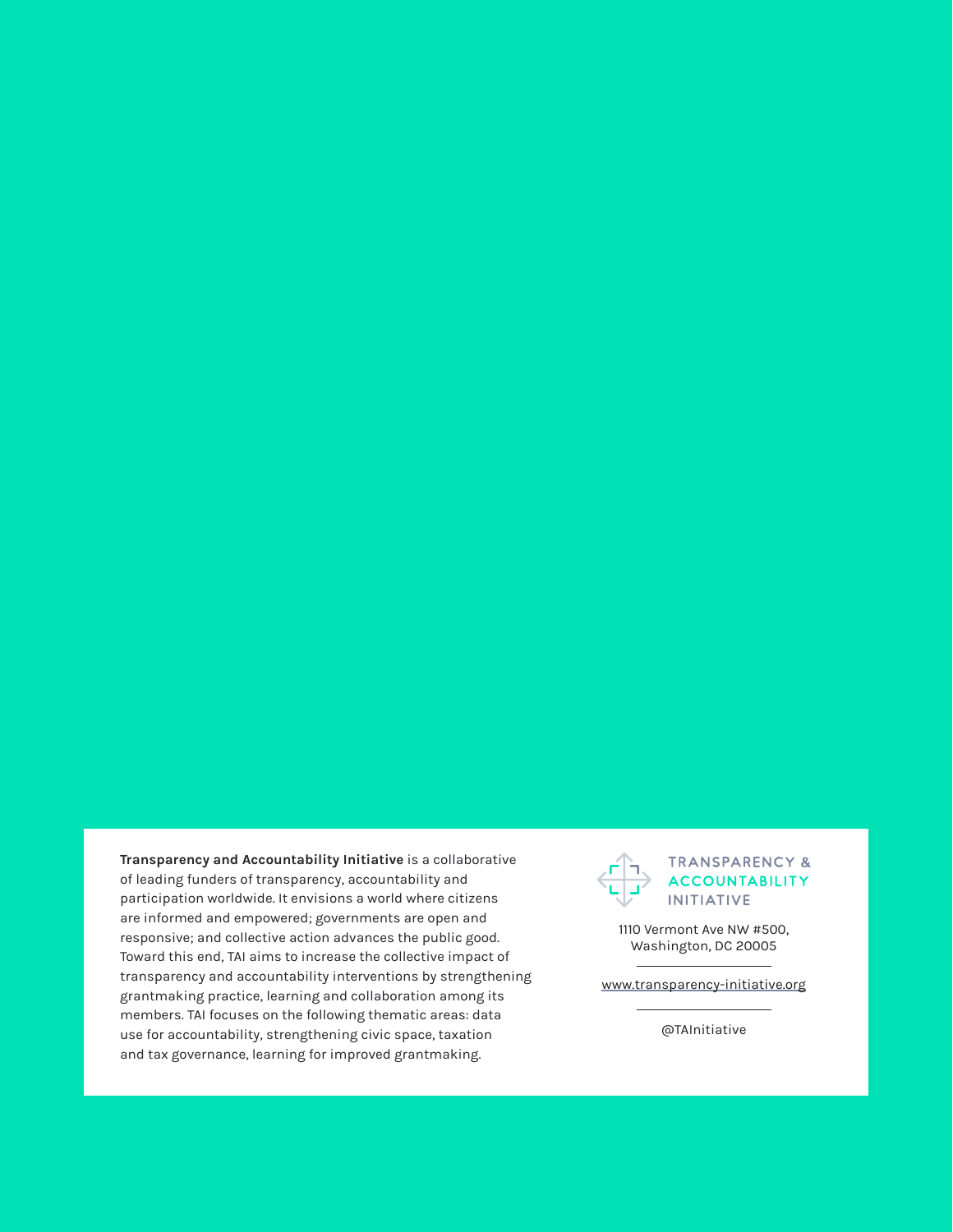**Transparency and Accountability Initiative** is a collaborative of leading funders of transparency, accountability and participation worldwide. It envisions a world where citizens are informed and empowered; governments are open and responsive; and collective action advances the public good. Toward this end, TAI aims to increase the collective impact of transparency and accountability interventions by strengthening grantmaking practice, learning and collaboration among its members. TAI focuses on the following thematic areas: data use for accountability, strengthening civic space, taxation and tax governance, learning for improved grantmaking.

TRANSPARENCY & ACCOUNTABILITY INITIATIVE

1110 Vermont Ave NW #500,
Washington, DC 20005

www.transparency-initiative.org

@TAInitiative